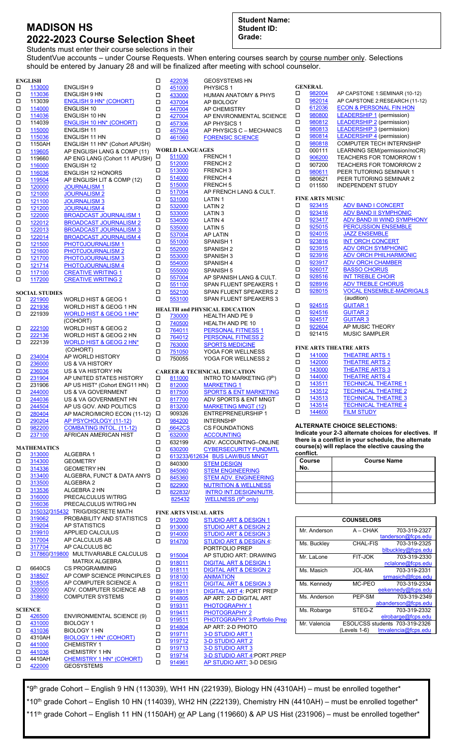# MADISON HS

# 2022-2023 Course Selection Sheet

**Student Name:**
**Student ID:**
**Grade:**

Students must enter their course selections in their StudentVue accounts – under Course Requests. When entering courses search by course number only. Selections should be entered by January 28 and will be finalized after meeting with school counselor.

### ENGLISH

- ☐ 113000 ENGLISH 9
- ☐ 113036 ENGLISH 9 HN
- ☐ 113039 ENGLISH 9 HN* (COHORT)
- ☐ 114000 ENGLISH 10
- ☐ 114036 ENGLISH 10 HN
- ☐ 114039 ENGLISH 10 HN* (COHORT)
- ☐ 115000 ENGLISH 11
- ☐ 115036 ENGLISH 11 HN
- ☐ 1150AH ENGLISH 11 HN* (Cohort APUSH)
- ☐ 119605 AP ENGLISH LANG & COMP (11)
- ☐ 119660 AP ENG LANG (Cohort 11 APUSH)
- ☐ 116000 ENGLISH 12
- ☐ 116036 ENGLISH 12 HONORS
- ☐ 119504 AP ENGLISH LIT & COMP (12)
- ☐ 120000 JOURNALISM 1
- ☐ 121000 JOURNALISM 2
- ☐ 121100 JOURNALISM 3
- ☐ 121200 JOURNALISM 4
- ☐ 122000 BROADCAST JOURNALISM 1
- ☐ 122012 BROADCAST JOURNALISM 2
- ☐ 122013 BROADCAST JOURNALISM 3
- ☐ 122014 BROADCAST JOURNALISM 4
- ☐ 121500 PHOTOJOURNALISM 1
- ☐ 121600 PHOTOJOURNALISM 2
- ☐ 121700 PHOTOJOURNALISM 3
- ☐ 121714 PHOTOJOURNALISM 4
- ☐ 117100 CREATIVE WRITING 1
- ☐ 117200 CREATIVE WRITING 2

### SOCIAL STUDIES

- ☐ 221900 WORLD HIST & GEOG 1
- ☐ 221936 WORLD HIST & GEOG 1 HN
- ☐ 221939 WORLD HIST & GEOG 1 HN* (COHORT)
- ☐ 222100 WORLD HIST & GEOG 2
- ☐ 222136 WORLD HIST & GEOG 2 HN
- ☐ 222139 WORLD HIST & GEOG 2 HN* (COHORT)
- ☐ 234004 AP WORLD HISTORY
- ☐ 236000 US & VA HISTORY
- ☐ 236036 US & VA HISTORY HN
- ☐ 231904 AP UNITED STATES HISTORY
- ☐ 231906 AP US HIST* (Cohort ENG11 HN)
- ☐ 244000 US & VA GOVERNMENT
- ☐ 244036 US & VA GOVERNMENT HN
- ☐ 244504 AP US GOV. AND POLITICS
- ☐ 280404 AP MACRO/MICRO ECON (11-12)
- ☐ 290204 AP PSYCHOLOGY (11-12)
- ☐ 982200 COMBATING INTOL. (11-12)
- ☐ 237100 AFRICAN AMERICAN HIST

### MATHEMATICS

- ☐ 313000 ALGEBRA 1
- ☐ 314300 GEOMETRY
- ☐ 314336 GEOMETRY HN
- ☐ 313400 ALGEBRA, FUNCT & DATA ANYS
- ☐ 313500 ALGEBRA 2
- ☐ 313536 ALGEBRA 2 HN
- ☐ 316000 PRECALCULUS W/TRIG
- ☐ 316036 PRECALCULUS W/TRIG HN
- ☐ 315032/315432 TRIG/DISCRETE MATH
- ☐ 319062 PROBABILITY AND STATISTICS
- ☐ 319204 AP STATISTICS
- ☐ 319910 APPLIED CALCULUS
- ☐ 317004 AP CALCULUS AB
- ☐ 317704 AP CALCULUS BC
- ☐ 317860/319800 MULTIVARIABLE CALCULUS MATRIX ALGEBRA
- ☐ 6640CS CS PROGRAMMING
- ☐ 318507 AP COMP SCIENCE PRINCIPLES
- ☐ 318505 AP COMPUTER SCIENCE A
- ☐ 320000 ADV. COMPUTER SCIENCE AB
- ☐ 318600 COMPUTER SYSTEMS

### SCIENCE

- ☐ 426500 ENVIRONMENTAL SCIENCE (9)
- ☐ 431000 BIOLOGY 1
- ☐ 431036 BIOLOGY 1 HN
- ☐ 4310AH BIOLOGY 1 HN* (COHORT)
- ☐ 441000 CHEMISTRY 1
- ☐ 441036 CHEMISTRY 1 HN
- ☐ 4410AH CHEMISTRY 1 HN* (COHORT)
- ☐ 422000 GEOSYSTEMS
- ☐ 422036 GEOSYSTEMS HN
- ☐ 451000 PHYSICS 1
- ☐ 433000 HUMAN ANATOMY & PHYS
- ☐ 437004 AP BIOLOGY
- ☐ 447004 AP CHEMISTRY
- ☐ 427004 AP ENVIRONMENTAL SCIENCE
- ☐ 457306 AP PHYSICS 1
- ☐ 457504 AP PHYSICS C – MECHANICS
- ☐ 461060 FORENSIC SCIENCE

### WORLD LANGUAGES

- ☐ 511000 FRENCH 1
- ☐ 512000 FRENCH 2
- ☐ 513000 FRENCH 3
- ☐ 514000 FRENCH 4
- ☐ 515000 FRENCH 5
- ☐ 517004 AP FRENCH LANG & CULT.
- ☐ 531000 LATIN 1
- ☐ 532000 LATIN 2
- ☐ 533000 LATIN 3
- ☐ 534000 LATIN 4
- ☐ 535000 LATIN 5
- ☐ 537004 AP LATIN
- ☐ 551000 SPANISH 1
- ☐ 552000 SPANISH 2
- ☐ 553000 SPANISH 3
- ☐ 554000 SPANISH 4
- ☐ 555000 SPANISH 5
- ☐ 557004 AP SPANISH LANG & CULT.
- ☐ 551100 SPAN FLUENT SPEAKERS 1
- ☐ 552100 SPAN FLUENT SPEAKERS 2
- ☐ 553100 SPAN FLUENT SPEAKERS 3

### HEALTH and PHYSICAL EDUCATION

- ☐ 730000 HEALTH AND PE 9
- ☐ 740500 HEALTH AND PE 10
- ☐ 764011 PERSONAL FITNESS 1
- ☐ 764012 PERSONAL FITNESS 2
- ☐ 763000 SPORTS MEDICINE
- ☐ 751050 YOGA FOR WELLNESS
- ☐ 750055 YOGA FOR WELLNESS 2

### CAREER & TECHNICAL EDUCATION

- ☐ 811000 INTRO TO MARKETING (9th)
- ☐ 812000 MARKETING 1
- ☐ 817500 SPORTS & ENT MARKETING
- ☐ 817700 ADV SPORTS & ENT MNGT
- ☐ 813200 MARKETING MNGT (12)
- ☐ 909326 ENTREPRENEURSHIP 1
- ☐ 984200 INTERNSHIP
- ☐ 6642CS CS FOUNDATIONS
- ☐ 632000 ACCOUNTING
- ☐ 632199 ADV. ACCOUNTING–ONLINE
- ☐ 630200 CYBERSECURITY FUNDMTL
- ☐ 613233/612634 BUS LAW/BUS MNGT
- ☐ 840300 STEM DESIGN
- ☐ 845060 STEM ENGINEERING
- ☐ 845360 STEM ADV. ENGINEERING
- ☐ 822900 NUTRITION & WELLNESS
- ☐ 822832/825432 INTRO INT.DESIGN/NUTR. WELLNESS (9th only)

### FINE ARTS VISUAL ARTS

- ☐ 912000 STUDIO ART & DESIGN 1
- ☐ 913000 STUDIO ART & DESIGN 2
- ☐ 914000 STUDIO ART & DESIGN 3
- ☐ 914700 STUDIO ART & DESIGN 4: PORTFOLIO PREP
- ☐ 915004 AP STUDIO ART: DRAWING
- ☐ 918011 DIGITAL ART & DESIGN 1
- ☐ 918111 DIGITAL ART & DESIGN 2
- ☐ 918100 ANIMATION
- ☐ 918211 DIGITAL ART & DESIGN 3
- ☐ 918911 DIGITAL ART 4: PORT PREP
- ☐ 914805 AP ART: 2-D DIGITAL ART
- ☐ 919311 PHOTOGRAPHY 1
- ☐ 919411 PHOTOGRAPHY 2
- ☐ 919511 PHOTOGRAPHY 3:Portfolio Prep
- ☐ 914804 AP ART: 2-D PHOTO
- ☐ 919711 3-D STUDIO ART 1
- ☐ 919712 3-D STUDIO ART 2
- ☐ 919713 3-D STUDIO ART 3
- ☐ 919714 3-D STUDIO ART 4:PORT.PREP
- ☐ 914961 AP STUDIO ART: 3-D DESIG

### GENERAL

- ☐ 982004 AP CAPSTONE 1:SEMINAR (10-12)
- ☐ 982014 AP CAPSTONE 2:RESEARCH (11-12)
- ☐ 612036 ECON & PERSONAL FIN HON
- ☐ 980800 LEADERSHIP 1 (permission)
- ☐ 980812 LEADERSHIP 2 (permission)
- ☐ 980813 LEADERSHIP 3 (permission)
- ☐ 980814 LEADERSHIP 4 (permission)
- ☐ 980818 COMPUTER TECH INTERNSHIP
- ☐ 000111 LEARNING SEM(permission/noCR)
- ☐ 906200 TEACHERS FOR TOMORROW 1
- ☐ 907200 TEACHERS FOR TOMORROW 2
- ☐ 980611 PEER TUTORING SEMINAR 1
- ☐ 980621 PEER TUTORING SEMINAR 2
- ☐ 011550 INDEPENDENT STUDY

### FINE ARTS MUSIC

- ☐ 923415 ADV BAND I CONCERT
- ☐ 923416 ADV BAND II SYMPHONIC
- ☐ 923417 ADV BAND III WIND SYMPHONY
- ☐ 925015 PERCUSSION ENSEMBLE
- ☐ 924015 JAZZ ENSEMBLE
- ☐ 923816 INT ORCH CONCERT
- ☐ 923915 ADV ORCH SYMPHONIC
- ☐ 923916 ADV ORCH PHILHARMONIC
- ☐ 923917 ADV ORCH CHAMBER
- ☐ 926017 BASSO CHORUS
- ☐ 928516 INT TREBLE CHOIR
- ☐ 928916 ADV TREBLE CHORUS
- ☐ 928015 VOCAL ENSEMBLE-MADRIGALS (audition)
- ☐ 924515 GUITAR 1
- ☐ 924516 GUITAR 2
- ☐ 924517 GUITAR 3
- ☐ 922604 AP MUSIC THEORY
- ☐ 921415 MUSIC SAMPLER

### FINE ARTS THEATRE ARTS

- ☐ 141000 THEATRE ARTS 1
- ☐ 142000 THEATRE ARTS 2
- ☐ 143000 THEATRE ARTS 3
- ☐ 144000 THEATRE ARTS 4
- ☐ 143511 TECHNICAL THEATRE 1
- ☐ 143512 TECHNICAL THEATRE 2
- ☐ 143513 TECHNICAL THEATRE 3
- ☐ 143514 TECHNICAL THEATRE 4
- ☐ 144600 FILM STUDY

### ALTERNATE CHOICE SELECTIONS:

**Indicate your 2-3 alternate choices for electives. If there is a conflict in your schedule, the alternate course(s) will replace the elective causing the conflict.**

| Course No. | Course Name |
|---|---|
| | |
| | |
| | |

| COUNSELORS | | |
|---|---|---|
| Mr. Anderson | A – CHAK | 703-319-2327 tanderson@fcps.edu |
| Ms. Buckley | CHAL-FIS | 703-319-2325 blbuckley@fcps.edu |
| Mr. LaLone | FIT-JOK | 703-319-2330 nclalone@fcps.edu |
| Ms. Masich | JOL-MA | 703-319-2331 srmasich@fcps.edu |
| Ms. Kennedy | MC-PEO | 703-319-2334 eekennedy@fcps.edu |
| Ms. Anderson | PEP-SM | 703-319-2349 abanderson@fcps.edu |
| Ms. Robarge | STEG-Z | 703-319-2332 elrobarge@fcps.edu |
| Mr. Valencia | ESOL/CSS students (Levels 1-6) | 703-319-2326 lmvalencia@fcps.edu |

*9th grade Cohort – English 9 HN (113039), WH1 HN (221939), Biology HN (4310AH) – must be enrolled together*

*10th grade Cohort – English 10 HN (114039), WH2 HN (222139), Chemistry HN (4410AH) – must be enrolled together*

*11th grade Cohort – English 11 HN (1150AH) or AP Lang (119660) & AP US Hist (231906) – must be enrolled together*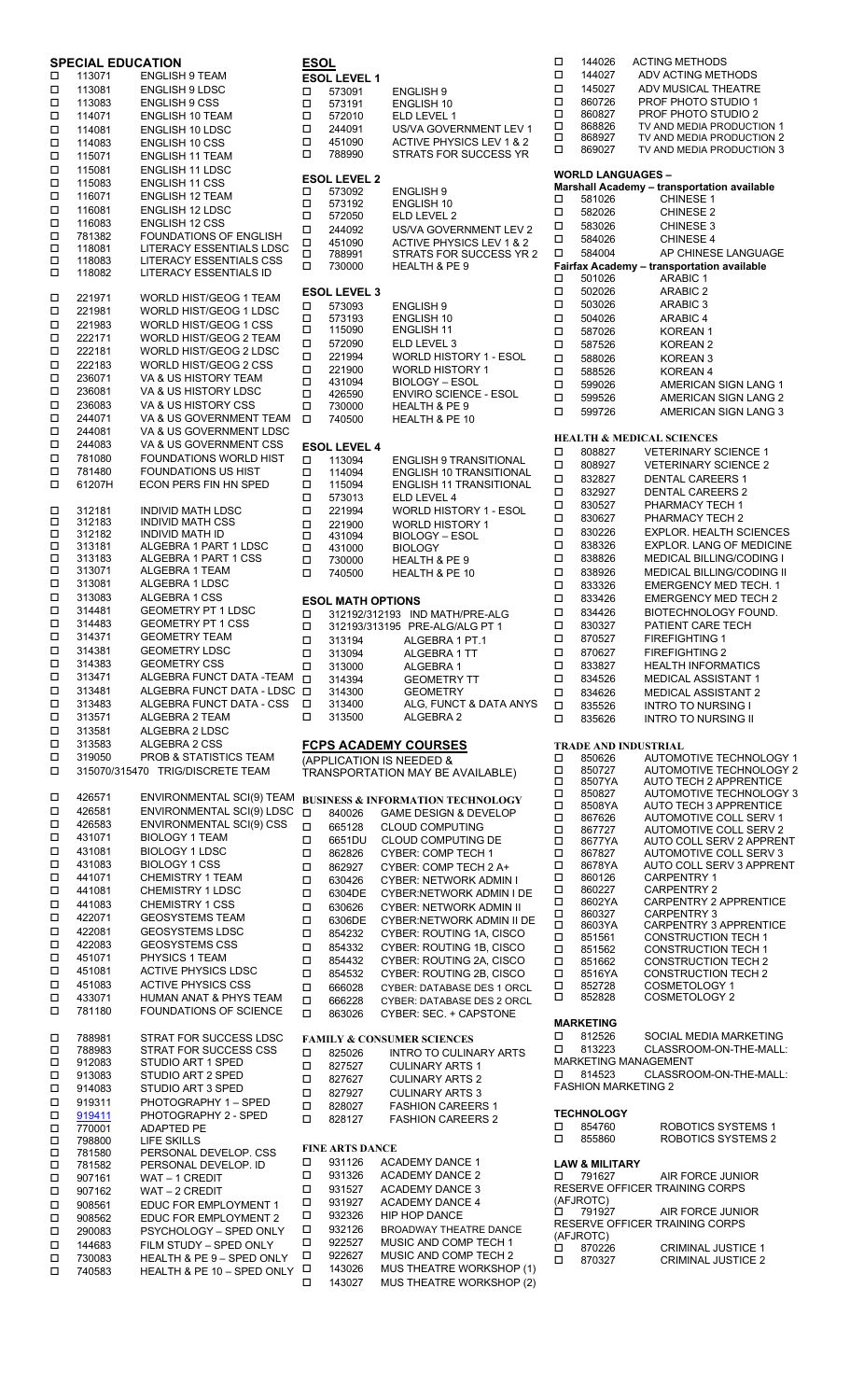## SPECIAL EDUCATION

| | | |
|---|---|---|
| ☐ | 113071 | ENGLISH 9 TEAM |
| ☐ | 113081 | ENGLISH 9 LDSC |
| ☐ | 113083 | ENGLISH 9 CSS |
| ☐ | 114071 | ENGLISH 10 TEAM |
| ☐ | 114081 | ENGLISH 10 LDSC |
| ☐ | 114083 | ENGLISH 10 CSS |
| ☐ | 115071 | ENGLISH 11 TEAM |
| ☐ | 115081 | ENGLISH 11 LDSC |
| ☐ | 115083 | ENGLISH 11 CSS |
| ☐ | 116071 | ENGLISH 12 TEAM |
| ☐ | 116081 | ENGLISH 12 LDSC |
| ☐ | 116083 | ENGLISH 12 CSS |
| ☐ | 781382 | FOUNDATIONS OF ENGLISH |
| ☐ | 118081 | LITERACY ESSENTIALS LDSC |
| ☐ | 118083 | LITERACY ESSENTIALS CSS |
| ☐ | 118082 | LITERACY ESSENTIALS ID |
| ☐ | 221971 | WORLD HIST/GEOG 1 TEAM |
| ☐ | 221981 | WORLD HIST/GEOG 1 LDSC |
| ☐ | 221983 | WORLD HIST/GEOG 1 CSS |
| ☐ | 222171 | WORLD HIST/GEOG 2 TEAM |
| ☐ | 222181 | WORLD HIST/GEOG 2 LDSC |
| ☐ | 222183 | WORLD HIST/GEOG 2 CSS |
| ☐ | 236071 | VA & US HISTORY TEAM |
| ☐ | 236081 | VA & US HISTORY LDSC |
| ☐ | 236083 | VA & US HISTORY CSS |
| ☐ | 244071 | VA & US GOVERNMENT TEAM |
| ☐ | 244081 | VA & US GOVERNMENT LDSC |
| ☐ | 244083 | VA & US GOVERNMENT CSS |
| ☐ | 781080 | FOUNDATIONS WORLD HIST |
| ☐ | 781480 | FOUNDATIONS US HIST |
| ☐ | 61207H | ECON PERS FIN HN SPED |
| ☐ | 312181 | INDIVID MATH LDSC |
| ☐ | 312183 | INDIVID MATH CSS |
| ☐ | 312182 | INDIVID MATH ID |
| ☐ | 313181 | ALGEBRA 1 PART 1 LDSC |
| ☐ | 313183 | ALGEBRA 1 PART 1 CSS |
| ☐ | 313071 | ALGEBRA 1 TEAM |
| ☐ | 313081 | ALGEBRA 1 LDSC |
| ☐ | 313083 | ALGEBRA 1 CSS |
| ☐ | 314481 | GEOMETRY PT 1 LDSC |
| ☐ | 314483 | GEOMETRY PT 1 CSS |
| ☐ | 314371 | GEOMETRY TEAM |
| ☐ | 314381 | GEOMETRY LDSC |
| ☐ | 314383 | GEOMETRY CSS |
| ☐ | 313471 | ALGEBRA FUNCT DATA -TEAM |
| ☐ | 313481 | ALGEBRA FUNCT DATA - LDSC |
| ☐ | 313483 | ALGEBRA FUNCT DATA - CSS |
| ☐ | 313571 | ALGEBRA 2 TEAM |
| ☐ | 313581 | ALGEBRA 2 LDSC |
| ☐ | 313583 | ALGEBRA 2 CSS |
| ☐ | 319050 | PROB & STATISTICS TEAM |
| ☐ | 315070/315470 | TRIG/DISCRETE TEAM |
| ☐ | 426571 | ENVIRONMENTAL SCI(9) TEAM |
| ☐ | 426581 | ENVIRONMENTAL SCI(9) LDSC |
| ☐ | 426583 | ENVIRONMENTAL SCI(9) CSS |
| ☐ | 431071 | BIOLOGY 1 TEAM |
| ☐ | 431081 | BIOLOGY 1 LDSC |
| ☐ | 431083 | BIOLOGY 1 CSS |
| ☐ | 441071 | CHEMISTRY 1 TEAM |
| ☐ | 441081 | CHEMISTRY 1 LDSC |
| ☐ | 441083 | CHEMISTRY 1 CSS |
| ☐ | 422071 | GEOSYSTEMS TEAM |
| ☐ | 422081 | GEOSYSTEMS LDSC |
| ☐ | 422083 | GEOSYSTEMS CSS |
| ☐ | 451071 | PHYSICS 1 TEAM |
| ☐ | 451081 | ACTIVE PHYSICS LDSC |
| ☐ | 451083 | ACTIVE PHYSICS CSS |
| ☐ | 433071 | HUMAN ANAT & PHYS TEAM |
| ☐ | 781180 | FOUNDATIONS OF SCIENCE |
| ☐ | 788981 | STRAT FOR SUCCESS LDSC |
| ☐ | 788983 | STRAT FOR SUCCESS CSS |
| ☐ | 912083 | STUDIO ART 1 SPED |
| ☐ | 913083 | STUDIO ART 2 SPED |
| ☐ | 914083 | STUDIO ART 3 SPED |
| ☐ | 919311 | PHOTOGRAPHY 1 – SPED |
| ☐ | 919411 | PHOTOGRAPHY 2 - SPED |
| ☐ | 770001 | ADAPTED PE |
| ☐ | 798800 | LIFE SKILLS |
| ☐ | 781580 | PERSONAL DEVELOP. CSS |
| ☐ | 781582 | PERSONAL DEVELOP. ID |
| ☐ | 907161 | WAT – 1 CREDIT |
| ☐ | 907162 | WAT – 2 CREDIT |
| ☐ | 908561 | EDUC FOR EMPLOYMENT 1 |
| ☐ | 908562 | EDUC FOR EMPLOYMENT 2 |
| ☐ | 290083 | PSYCHOLOGY – SPED ONLY |
| ☐ | 144683 | FILM STUDY – SPED ONLY |
| ☐ | 730083 | HEALTH & PE 9 – SPED ONLY |
| ☐ | 740583 | HEALTH & PE 10 – SPED ONLY |

## ESOL

### ESOL LEVEL 1

| | | |
|---|---|---|
| ☐ | 573091 | ENGLISH 9 |
| ☐ | 573191 | ENGLISH 10 |
| ☐ | 572010 | ELD LEVEL 1 |
| ☐ | 244091 | US/VA GOVERNMENT LEV 1 |
| ☐ | 451090 | ACTIVE PHYSICS LEV 1 & 2 |
| ☐ | 788990 | STRATS FOR SUCCESS YR |

### ESOL LEVEL 2

| | | |
|---|---|---|
| ☐ | 573092 | ENGLISH 9 |
| ☐ | 573192 | ENGLISH 10 |
| ☐ | 572050 | ELD LEVEL 2 |
| ☐ | 244092 | US/VA GOVERNMENT LEV 2 |
| ☐ | 451090 | ACTIVE PHYSICS LEV 1 & 2 |
| ☐ | 788991 | STRATS FOR SUCCESS YR 2 |
| ☐ | 730000 | HEALTH & PE 9 |

### ESOL LEVEL 3

| | | |
|---|---|---|
| ☐ | 573093 | ENGLISH 9 |
| ☐ | 573193 | ENGLISH 10 |
| ☐ | 115090 | ENGLISH 11 |
| ☐ | 572090 | ELD LEVEL 3 |
| ☐ | 221994 | WORLD HISTORY 1 - ESOL |
| ☐ | 221900 | WORLD HISTORY 1 |
| ☐ | 431094 | BIOLOGY – ESOL |
| ☐ | 426590 | ENVIRO SCIENCE - ESOL |
| ☐ | 730000 | HEALTH & PE 9 |
| ☐ | 740500 | HEALTH & PE 10 |

### ESOL LEVEL 4

| | | |
|---|---|---|
| ☐ | 113094 | ENGLISH 9 TRANSITIONAL |
| ☐ | 114094 | ENGLISH 10 TRANSITIONAL |
| ☐ | 115094 | ENGLISH 11 TRANSITIONAL |
| ☐ | 573013 | ELD LEVEL 4 |
| ☐ | 221994 | WORLD HISTORY 1 - ESOL |
| ☐ | 221900 | WORLD HISTORY 1 |
| ☐ | 431094 | BIOLOGY – ESOL |
| ☐ | 431000 | BIOLOGY |
| ☐ | 730000 | HEALTH & PE 9 |
| ☐ | 740500 | HEALTH & PE 10 |

### ESOL MATH OPTIONS

| | | |
|---|---|---|
| ☐ | 312192/312193 | IND MATH/PRE-ALG |
| ☐ | 312193/313195 | PRE-ALG/ALG PT 1 |
| ☐ | 313194 | ALGEBRA 1 PT.1 |
| ☐ | 313094 | ALGEBRA 1 TT |
| ☐ | 313000 | ALGEBRA 1 |
| ☐ | 314394 | GEOMETRY TT |
| ☐ | 314300 | GEOMETRY |
| ☐ | 313400 | ALG, FUNCT & DATA ANYS |
| ☐ | 313500 | ALGEBRA 2 |

## FCPS ACADEMY COURSES

(APPLICATION IS NEEDED & TRANSPORTATION MAY BE AVAILABLE)

### BUSINESS & INFORMATION TECHNOLOGY

| | | |
|---|---|---|
| ☐ | 840026 | GAME DESIGN & DEVELOP |
| ☐ | 665128 | CLOUD COMPUTING |
| ☐ | 6651DU | CLOUD COMPUTING DE |
| ☐ | 862826 | CYBER: COMP TECH 1 |
| ☐ | 862927 | CYBER: COMP TECH 2 A+ |
| ☐ | 630426 | CYBER: NETWORK ADMIN I |
| ☐ | 6304DE | CYBER:NETWORK ADMIN I DE |
| ☐ | 630626 | CYBER: NETWORK ADMIN II |
| ☐ | 6306DE | CYBER:NETWORK ADMIN II DE |
| ☐ | 854232 | CYBER: ROUTING 1A, CISCO |
| ☐ | 854332 | CYBER: ROUTING 1B, CISCO |
| ☐ | 854432 | CYBER: ROUTING 2A, CISCO |
| ☐ | 854532 | CYBER: ROUTING 2B, CISCO |
| ☐ | 666028 | CYBER: DATABASE DES 1 ORCL |
| ☐ | 666228 | CYBER: DATABASE DES 2 ORCL |
| ☐ | 863026 | CYBER: SEC. + CAPSTONE |

### FAMILY & CONSUMER SCIENCES

| | | |
|---|---|---|
| ☐ | 825026 | INTRO TO CULINARY ARTS |
| ☐ | 827527 | CULINARY ARTS 1 |
| ☐ | 827627 | CULINARY ARTS 2 |
| ☐ | 827927 | CULINARY ARTS 3 |
| ☐ | 828027 | FASHION CAREERS 1 |
| ☐ | 828127 | FASHION CAREERS 2 |

### FINE ARTS DANCE

| | | |
|---|---|---|
| ☐ | 931126 | ACADEMY DANCE 1 |
| ☐ | 931326 | ACADEMY DANCE 2 |
| ☐ | 931527 | ACADEMY DANCE 3 |
| ☐ | 931927 | ACADEMY DANCE 4 |
| ☐ | 932326 | HIP HOP DANCE |
| ☐ | 932126 | BROADWAY THEATRE DANCE |
| ☐ | 922527 | MUSIC AND COMP TECH 1 |
| ☐ | 922627 | MUSIC AND COMP TECH 2 |
| ☐ | 143026 | MUS THEATRE WORKSHOP (1) |
| ☐ | 143027 | MUS THEATRE WORKSHOP (2) |
| ☐ | 144026 | ACTING METHODS |
| ☐ | 144027 | ADV ACTING METHODS |
| ☐ | 145027 | ADV MUSICAL THEATRE |
| ☐ | 860726 | PROF PHOTO STUDIO 1 |
| ☐ | 860827 | PROF PHOTO STUDIO 2 |
| ☐ | 868826 | TV AND MEDIA PRODUCTION 1 |
| ☐ | 868927 | TV AND MEDIA PRODUCTION 2 |
| ☐ | 869027 | TV AND MEDIA PRODUCTION 3 |

### WORLD LANGUAGES –

**Marshall Academy – transportation available**

| | | |
|---|---|---|
| ☐ | 581026 | CHINESE 1 |
| ☐ | 582026 | CHINESE 2 |
| ☐ | 583026 | CHINESE 3 |
| ☐ | 584026 | CHINESE 4 |
| ☐ | 584004 | AP CHINESE LANGUAGE |

**Fairfax Academy – transportation available**

| | | |
|---|---|---|
| ☐ | 501026 | ARABIC 1 |
| ☐ | 502026 | ARABIC 2 |
| ☐ | 503026 | ARABIC 3 |
| ☐ | 504026 | ARABIC 4 |
| ☐ | 587026 | KOREAN 1 |
| ☐ | 587526 | KOREAN 2 |
| ☐ | 588026 | KOREAN 3 |
| ☐ | 588526 | KOREAN 4 |
| ☐ | 599026 | AMERICAN SIGN LANG 1 |
| ☐ | 599526 | AMERICAN SIGN LANG 2 |
| ☐ | 599726 | AMERICAN SIGN LANG 3 |

### HEALTH & MEDICAL SCIENCES

| | | |
|---|---|---|
| ☐ | 808827 | VETERINARY SCIENCE 1 |
| ☐ | 808927 | VETERINARY SCIENCE 2 |
| ☐ | 832827 | DENTAL CAREERS 1 |
| ☐ | 832927 | DENTAL CAREERS 2 |
| ☐ | 830527 | PHARMACY TECH 1 |
| ☐ | 830627 | PHARMACY TECH 2 |
| ☐ | 830226 | EXPLOR. HEALTH SCIENCES |
| ☐ | 838326 | EXPLOR. LANG OF MEDICINE |
| ☐ | 838826 | MEDICAL BILLING/CODING I |
| ☐ | 838926 | MEDICAL BILLING/CODING II |
| ☐ | 833326 | EMERGENCY MED TECH. 1 |
| ☐ | 833426 | EMERGENCY MED TECH 2 |
| ☐ | 834426 | BIOTECHNOLOGY FOUND. |
| ☐ | 830327 | PATIENT CARE TECH |
| ☐ | 870527 | FIREFIGHTING 1 |
| ☐ | 870627 | FIREFIGHTING 2 |
| ☐ | 833827 | HEALTH INFORMATICS |
| ☐ | 834526 | MEDICAL ASSISTANT 1 |
| ☐ | 834626 | MEDICAL ASSISTANT 2 |
| ☐ | 835526 | INTRO TO NURSING I |
| ☐ | 835626 | INTRO TO NURSING II |

### TRADE AND INDUSTRIAL

| | | |
|---|---|---|
| ☐ | 850626 | AUTOMOTIVE TECHNOLOGY 1 |
| ☐ | 850727 | AUTOMOTIVE TECHNOLOGY 2 |
| ☐ | 8507YA | AUTO TECH 2 APPRENTICE |
| ☐ | 850827 | AUTOMOTIVE TECHNOLOGY 3 |
| ☐ | 8508YA | AUTO TECH 3 APPRENTICE |
| ☐ | 867626 | AUTOMOTIVE COLL SERV 1 |
| ☐ | 867727 | AUTOMOTIVE COLL SERV 2 |
| ☐ | 8677YA | AUTO COLL SERV 2 APPRENT |
| ☐ | 867827 | AUTOMOTIVE COLL SERV 3 |
| ☐ | 8678YA | AUTO COLL SERV 3 APPRENT |
| ☐ | 860126 | CARPENTRY 1 |
| ☐ | 860227 | CARPENTRY 2 |
| ☐ | 8602YA | CARPENTRY 2 APPRENTICE |
| ☐ | 860327 | CARPENTRY 3 |
| ☐ | 8603YA | CARPENTRY 3 APPRENTICE |
| ☐ | 851561 | CONSTRUCTION TECH 1 |
| ☐ | 851562 | CONSTRUCTION TECH 1 |
| ☐ | 851662 | CONSTRUCTION TECH 2 |
| ☐ | 8516YA | CONSTRUCTION TECH 2 |
| ☐ | 852728 | COSMETOLOGY 1 |
| ☐ | 852828 | COSMETOLOGY 2 |

### MARKETING

| | | |
|---|---|---|
| ☐ | 812526 | SOCIAL MEDIA MARKETING |
| ☐ | 813223 | CLASSROOM-ON-THE-MALL: MARKETING MANAGEMENT |
| ☐ | 814523 | CLASSROOM-ON-THE-MALL: FASHION MARKETING 2 |

### TECHNOLOGY

| | | |
|---|---|---|
| ☐ | 854760 | ROBOTICS SYSTEMS 1 |
| ☐ | 855860 | ROBOTICS SYSTEMS 2 |

### LAW & MILITARY

| | | |
|---|---|---|
| ☐ | 791627 | AIR FORCE JUNIOR RESERVE OFFICER TRAINING CORPS (AFJROTC) |
| ☐ | 791927 | AIR FORCE JUNIOR RESERVE OFFICER TRAINING CORPS (AFJROTC) |
| ☐ | 870226 | CRIMINAL JUSTICE 1 |
| ☐ | 870327 | CRIMINAL JUSTICE 2 |